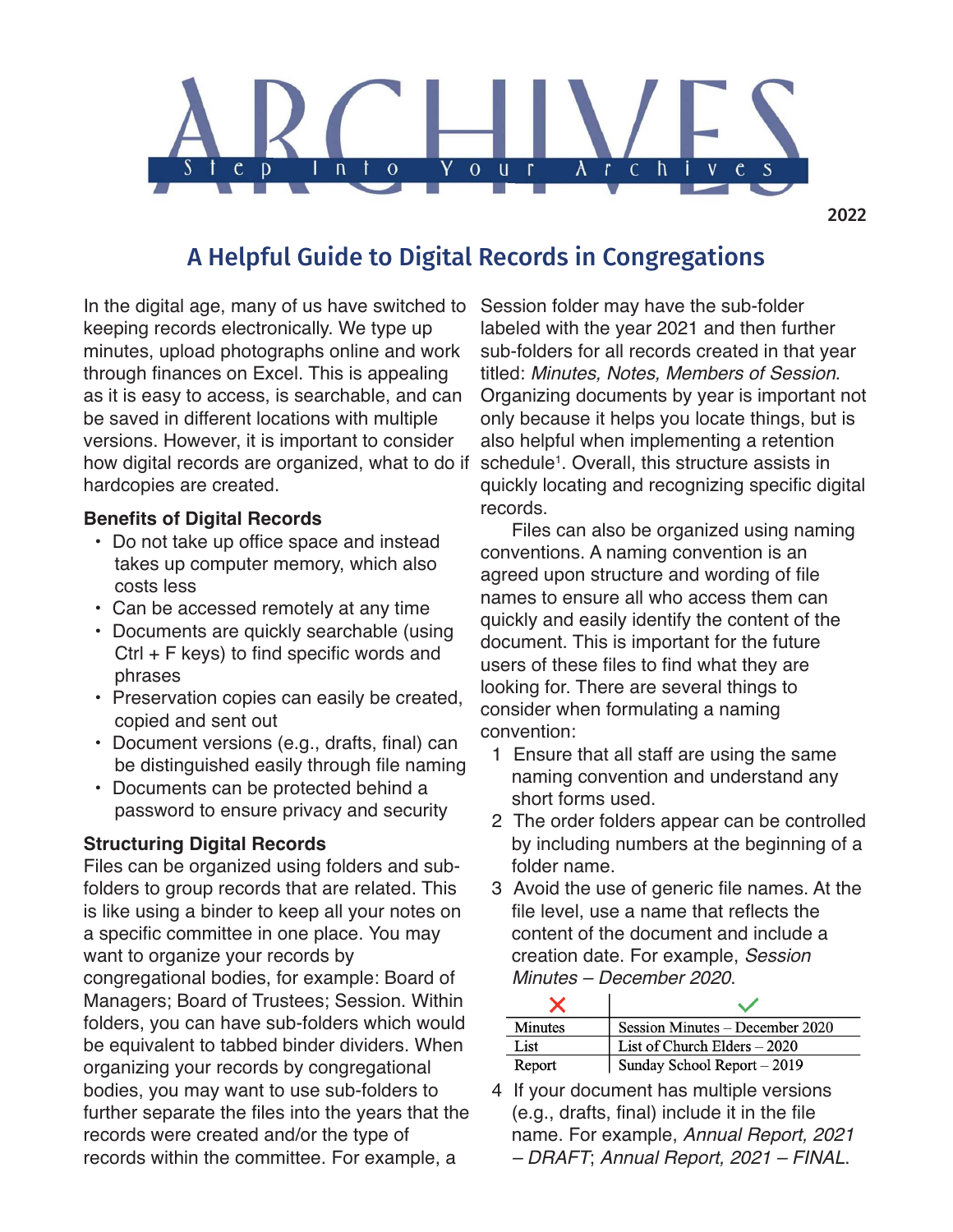# ARCHIVES

Step Into Your Archives

2022

## A Helpful Guide to Digital Records in Congregations

In the digital age, many of us have switched to keeping records electronically. We type up minutes, upload photographs online and work through finances on Excel. This is appealing as it is easy to access, is searchable, and can be saved in different locations with multiple versions. However, it is important to consider how digital records are organized, what to do if hardcopies are created.

### Benefits of Digital Records

- Do not take up office space and instead takes up computer memory, which also costs less
- Can be accessed remotely at any time
- Documents are quickly searchable (using Ctrl + F keys) to find specific words and phrases
- Preservation copies can easily be created, copied and sent out
- Document versions (e.g., drafts, final) can be distinguished easily through file naming
- Documents can be protected behind a password to ensure privacy and security

### Structuring Digital Records

Files can be organized using folders and sub-folders to group records that are related. This is like using a binder to keep all your notes on a specific committee in one place. You may want to organize your records by congregational bodies, for example: Board of Managers; Board of Trustees; Session. Within folders, you can have sub-folders which would be equivalent to tabbed binder dividers. When organizing your records by congregational bodies, you may want to use sub-folders to further separate the files into the years that the records were created and/or the type of records within the committee. For example, a Session folder may have the sub-folder labeled with the year 2021 and then further sub-folders for all records created in that year titled: *Minutes, Notes, Members of Session*. Organizing documents by year is important not only because it helps you locate things, but is also helpful when implementing a retention schedule[1]. Overall, this structure assists in quickly locating and recognizing specific digital records.

Files can also be organized using naming conventions. A naming convention is an agreed upon structure and wording of file names to ensure all who access them can quickly and easily identify the content of the document. This is important for the future users of these files to find what they are looking for. There are several things to consider when formulating a naming convention:

1. Ensure that all staff are using the same naming convention and understand any short forms used.
2. The order folders appear can be controlled by including numbers at the beginning of a folder name.
3. Avoid the use of generic file names. At the file level, use a name that reflects the content of the document and include a creation date. For example, *Session Minutes – December 2020*.

| ✗ | ✓ |
|---|---|
| Minutes | Session Minutes – December 2020 |
| List | List of Church Elders – 2020 |
| Report | Sunday School Report – 2019 |

4. If your document has multiple versions (e.g., drafts, final) include it in the file name. For example, *Annual Report, 2021 – DRAFT*; *Annual Report, 2021 – FINAL*.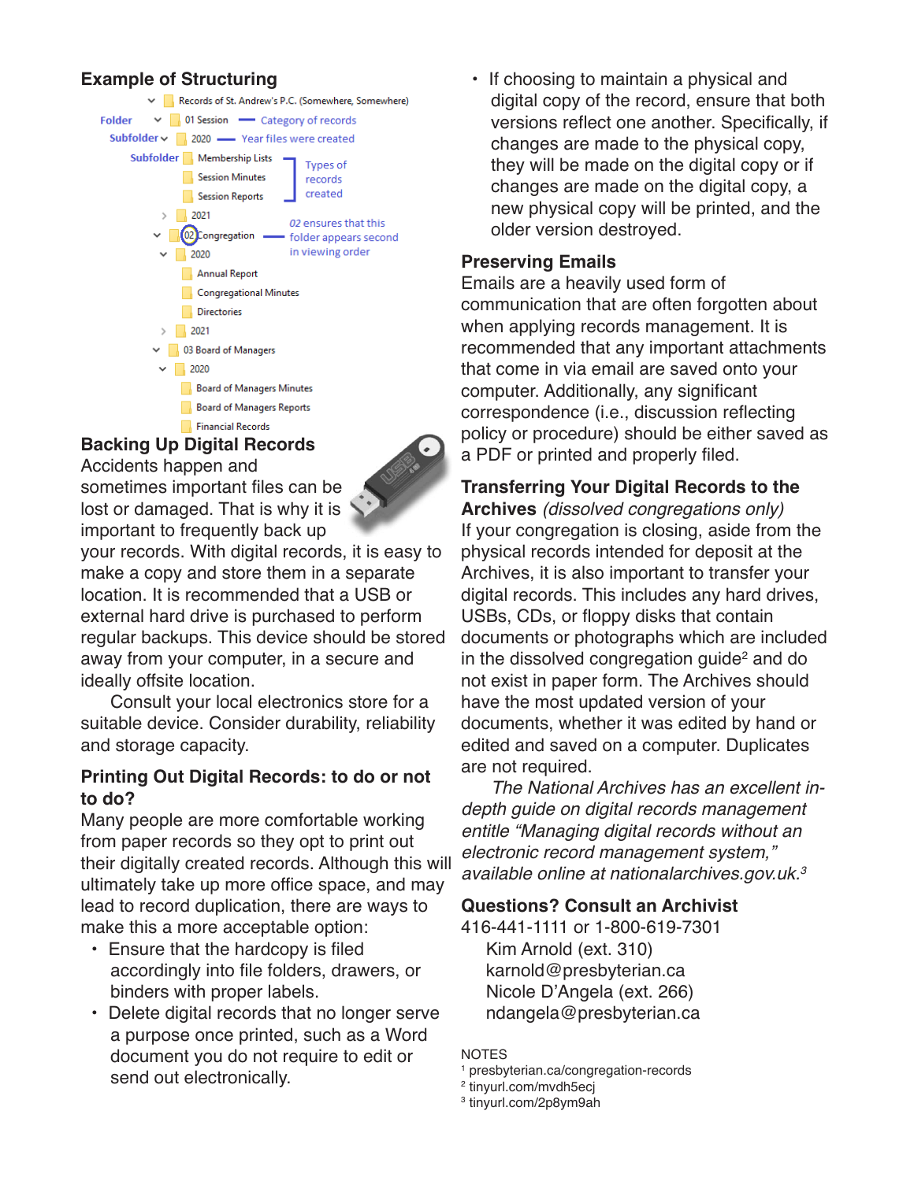## Example of Structuring

Records of St. Andrew's P.C. (Somewhere, Somewhere)

Folder — 01 Session — Category of records

Subfolder — 2020 — Year files were created

Subfolder — Membership Lists, Session Minutes, Session Reports — Types of records created

2021

02 Congregation — 02 ensures that this folder appears second in viewing order

2020

Annual Report

Congregational Minutes

Directories

2021

03 Board of Managers

2020

Board of Managers Minutes

Board of Managers Reports

Financial Records

## Backing Up Digital Records

Accidents happen and sometimes important files can be lost or damaged. That is why it is important to frequently back up your records. With digital records, it is easy to make a copy and store them in a separate location. It is recommended that a USB or external hard drive is purchased to perform regular backups. This device should be stored away from your computer, in a secure and ideally offsite location.

Consult your local electronics store for a suitable device. Consider durability, reliability and storage capacity.

## Printing Out Digital Records: to do or not to do?

Many people are more comfortable working from paper records so they opt to print out their digitally created records. Although this will ultimately take up more office space, and may lead to record duplication, there are ways to make this a more acceptable option:

- Ensure that the hardcopy is filed accordingly into file folders, drawers, or binders with proper labels.
- Delete digital records that no longer serve a purpose once printed, such as a Word document you do not require to edit or send out electronically.
- If choosing to maintain a physical and digital copy of the record, ensure that both versions reflect one another. Specifically, if changes are made to the physical copy, they will be made on the digital copy or if changes are made on the digital copy, a new physical copy will be printed, and the older version destroyed.

## Preserving Emails

Emails are a heavily used form of communication that are often forgotten about when applying records management. It is recommended that any important attachments that come in via email are saved onto your computer. Additionally, any significant correspondence (i.e., discussion reflecting policy or procedure) should be either saved as a PDF or printed and properly filed.

## Transferring Your Digital Records to the Archives *(dissolved congregations only)*

If your congregation is closing, aside from the physical records intended for deposit at the Archives, it is also important to transfer your digital records. This includes any hard drives, USBs, CDs, or floppy disks that contain documents or photographs which are included in the dissolved congregation guide[2] and do not exist in paper form. The Archives should have the most updated version of your documents, whether it was edited by hand or edited and saved on a computer. Duplicates are not required.

*The National Archives has an excellent in-depth guide on digital records management entitle "Managing digital records without an electronic record management system," available online at nationalarchives.gov.uk.*[3]

## Questions? Consult an Archivist

416-441-1111 or 1-800-619-7301

Kim Arnold (ext. 310)
karnold@presbyterian.ca
Nicole D'Angela (ext. 266)
ndangela@presbyterian.ca

NOTES

[1] presbyterian.ca/congregation-records
[2] tinyurl.com/mvdh5ecj
[3] tinyurl.com/2p8ym9ah